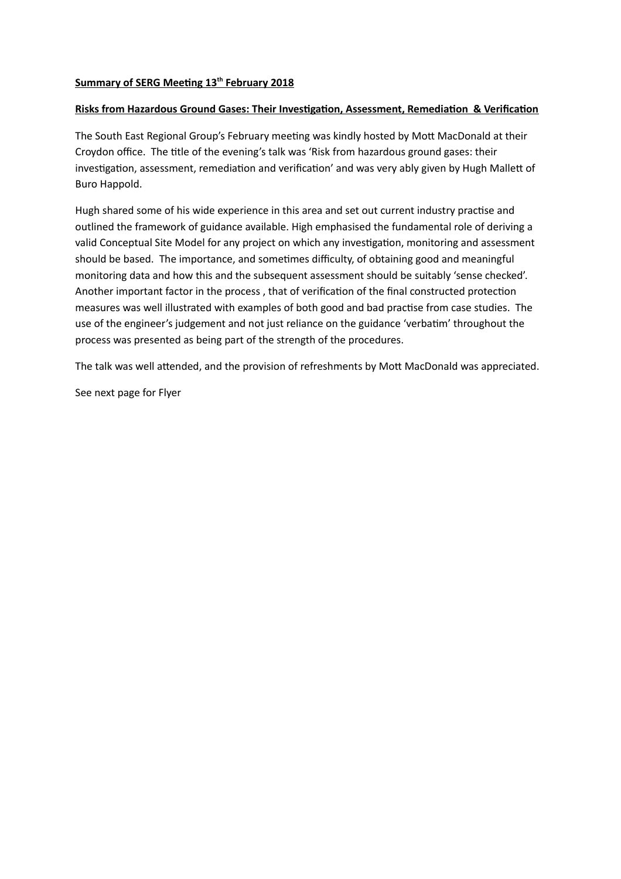**<u>Summary of SERG Meeting 13th February 2018</u>**

**<u>Risks from Hazardous Ground Gases: Their Investigation, Assessment, Remediation & Verification</u>**

The South East Regional Group's February meeting was kindly hosted by Mott MacDonald at their Croydon office. The title of the evening's talk was 'Risk from hazardous ground gases: their investigation, assessment, remediation and verification' and was very ably given by Hugh Mallett of Buro Happold.

Hugh shared some of his wide experience in this area and set out current industry practise and outlined the framework of guidance available. High emphasised the fundamental role of deriving a valid Conceptual Site Model for any project on which any investigation, monitoring and assessment should be based. The importance, and sometimes difficulty, of obtaining good and meaningful monitoring data and how this and the subsequent assessment should be suitably 'sense checked'. Another important factor in the process , that of verification of the final constructed protection measures was well illustrated with examples of both good and bad practise from case studies. The use of the engineer's judgement and not just reliance on the guidance 'verbatim' throughout the process was presented as being part of the strength of the procedures.

The talk was well attended, and the provision of refreshments by Mott MacDonald was appreciated.

See next page for Flyer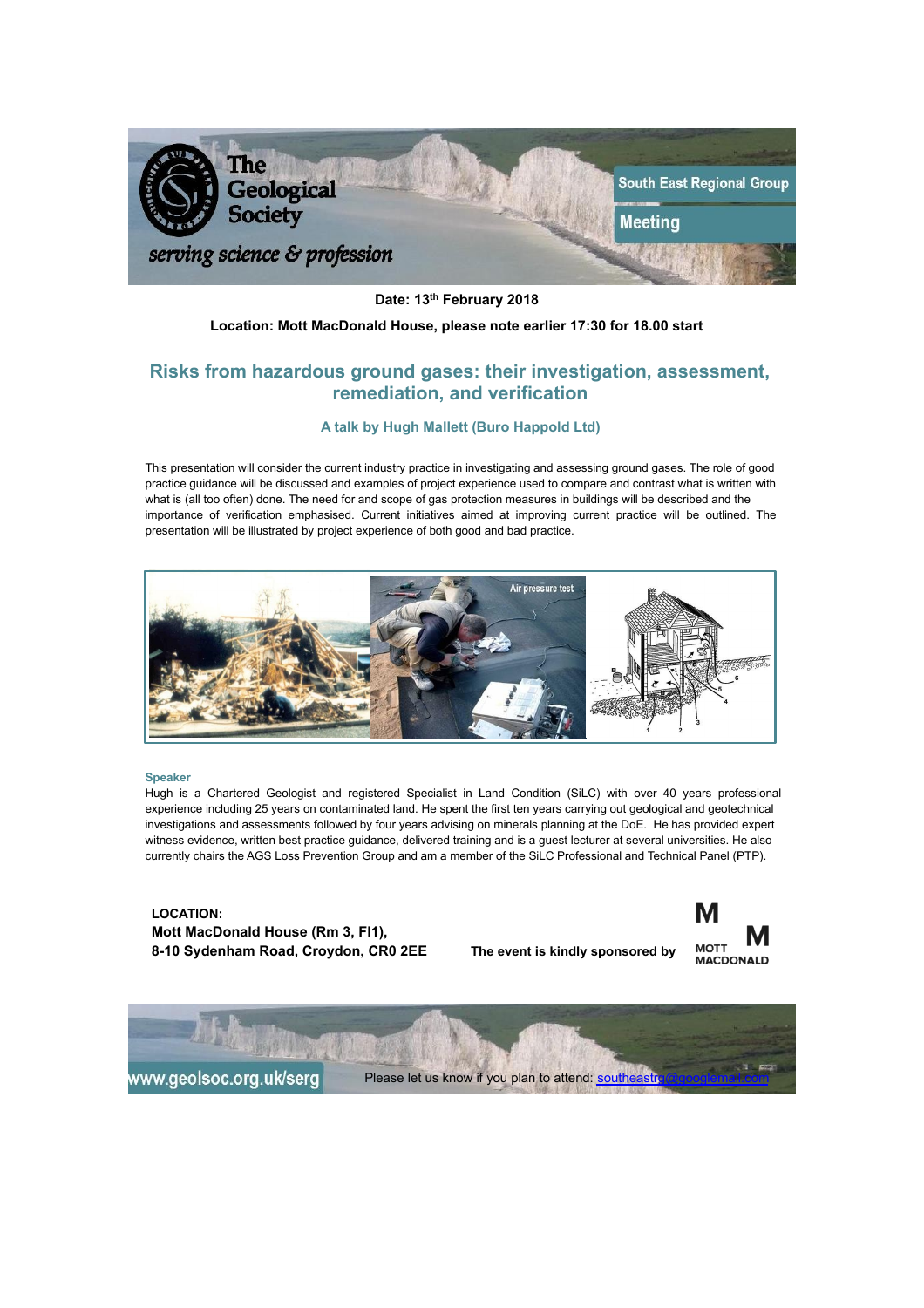The Geological Society

*serving science & profession*

South East Regional Group

Meeting

**Date: 13th February 2018**

**Location: Mott MacDonald House, please note earlier 17:30 for 18.00 start**

## Risks from hazardous ground gases: their investigation, assessment, remediation, and verification

### A talk by Hugh Mallett (Buro Happold Ltd)

This presentation will consider the current industry practice in investigating and assessing ground gases. The role of good practice guidance will be discussed and examples of project experience used to compare and contrast what is written with what is (all too often) done. The need for and scope of gas protection measures in buildings will be described and the importance of verification emphasised. Current initiatives aimed at improving current practice will be outlined. The presentation will be illustrated by project experience of both good and bad practice.

Air pressure test

**Speaker**

Hugh is a Chartered Geologist and registered Specialist in Land Condition (SiLC) with over 40 years professional experience including 25 years on contaminated land. He spent the first ten years carrying out geological and geotechnical investigations and assessments followed by four years advising on minerals planning at the DoE. He has provided expert witness evidence, written best practice guidance, delivered training and is a guest lecturer at several universities. He also currently chairs the AGS Loss Prevention Group and am a member of the SiLC Professional and Technical Panel (PTP).

**LOCATION:**
**Mott MacDonald House (Rm 3, Fl1),**
**8-10 Sydenham Road, Croydon, CR0 2EE**

**The event is kindly sponsored by** MOTT MACDONALD

www.geolsoc.org.uk/serg

Please let us know if you plan to attend: southeastrg@googlemail.com